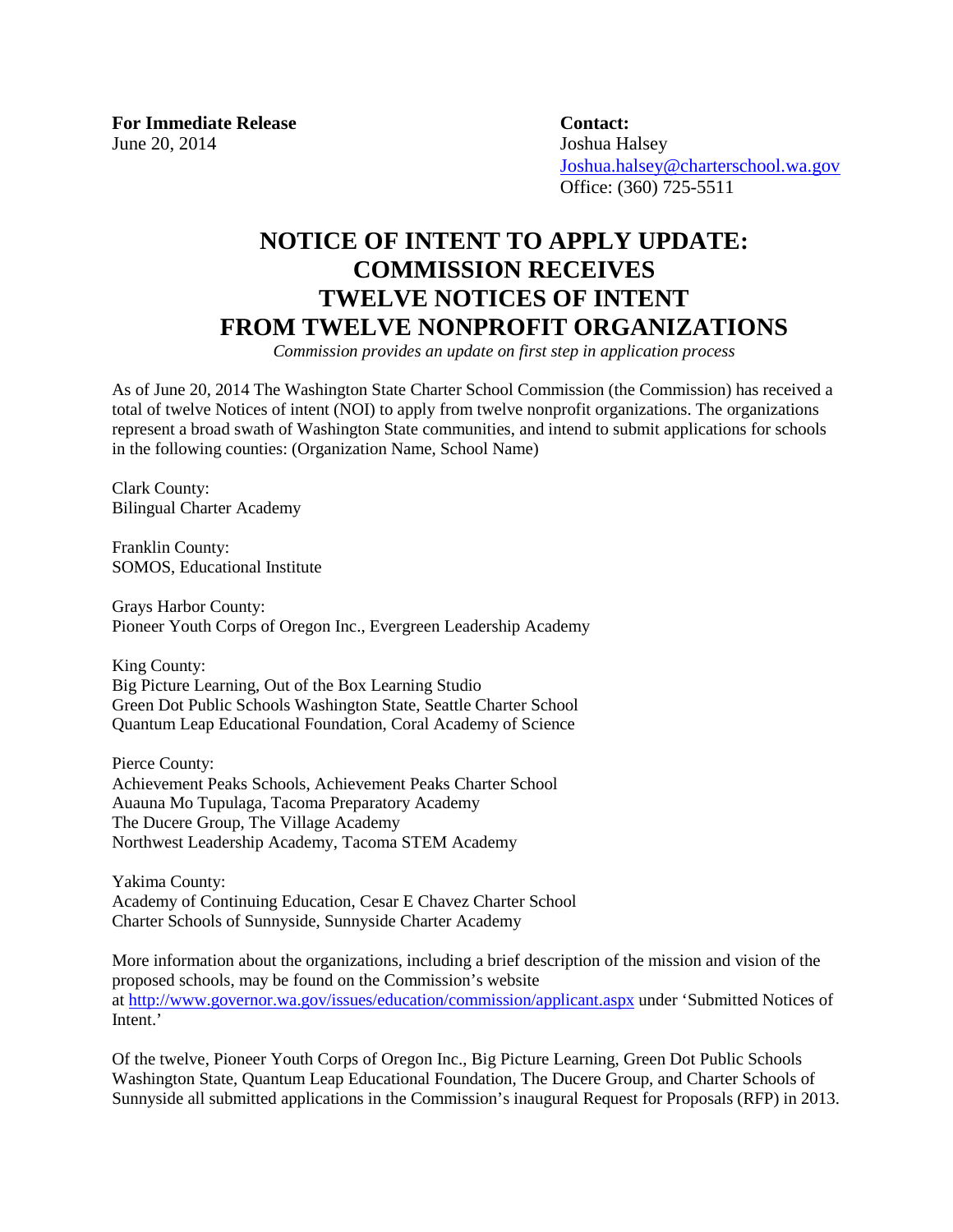**For Immediate Release**
June 20, 2014

**Contact:**
Joshua Halsey
Joshua.halsey@charterschool.wa.gov
Office: (360) 725-5511

# NOTICE OF INTENT TO APPLY UPDATE: COMMISSION RECEIVES TWELVE NOTICES OF INTENT FROM TWELVE NONPROFIT ORGANIZATIONS

*Commission provides an update on first step in application process*

As of June 20, 2014 The Washington State Charter School Commission (the Commission) has received a total of twelve Notices of intent (NOI) to apply from twelve nonprofit organizations. The organizations represent a broad swath of Washington State communities, and intend to submit applications for schools in the following counties: (Organization Name, School Name)

Clark County:
Bilingual Charter Academy

Franklin County:
SOMOS, Educational Institute

Grays Harbor County:
Pioneer Youth Corps of Oregon Inc., Evergreen Leadership Academy

King County:
Big Picture Learning, Out of the Box Learning Studio
Green Dot Public Schools Washington State, Seattle Charter School
Quantum Leap Educational Foundation, Coral Academy of Science

Pierce County:
Achievement Peaks Schools, Achievement Peaks Charter School
Auauna Mo Tupulaga, Tacoma Preparatory Academy
The Ducere Group, The Village Academy
Northwest Leadership Academy, Tacoma STEM Academy

Yakima County:
Academy of Continuing Education, Cesar E Chavez Charter School
Charter Schools of Sunnyside, Sunnyside Charter Academy

More information about the organizations, including a brief description of the mission and vision of the proposed schools, may be found on the Commission's website at http://www.governor.wa.gov/issues/education/commission/applicant.aspx under 'Submitted Notices of Intent.'

Of the twelve, Pioneer Youth Corps of Oregon Inc., Big Picture Learning, Green Dot Public Schools Washington State, Quantum Leap Educational Foundation, The Ducere Group, and Charter Schools of Sunnyside all submitted applications in the Commission's inaugural Request for Proposals (RFP) in 2013.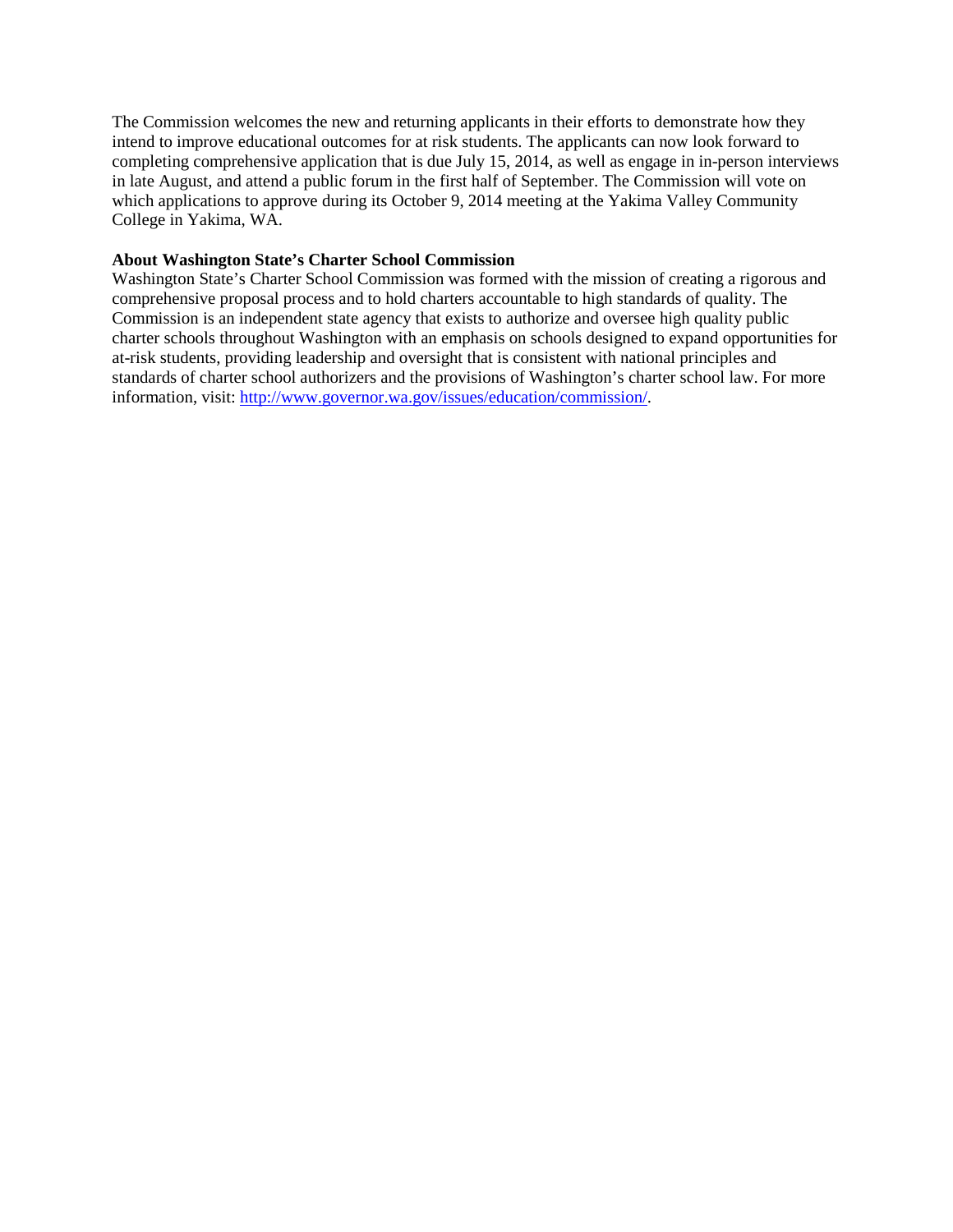The Commission welcomes the new and returning applicants in their efforts to demonstrate how they intend to improve educational outcomes for at risk students. The applicants can now look forward to completing comprehensive application that is due July 15, 2014, as well as engage in in-person interviews in late August, and attend a public forum in the first half of September. The Commission will vote on which applications to approve during its October 9, 2014 meeting at the Yakima Valley Community College in Yakima, WA.

**About Washington State's Charter School Commission**

Washington State's Charter School Commission was formed with the mission of creating a rigorous and comprehensive proposal process and to hold charters accountable to high standards of quality. The Commission is an independent state agency that exists to authorize and oversee high quality public charter schools throughout Washington with an emphasis on schools designed to expand opportunities for at-risk students, providing leadership and oversight that is consistent with national principles and standards of charter school authorizers and the provisions of Washington's charter school law. For more information, visit: http://www.governor.wa.gov/issues/education/commission/.